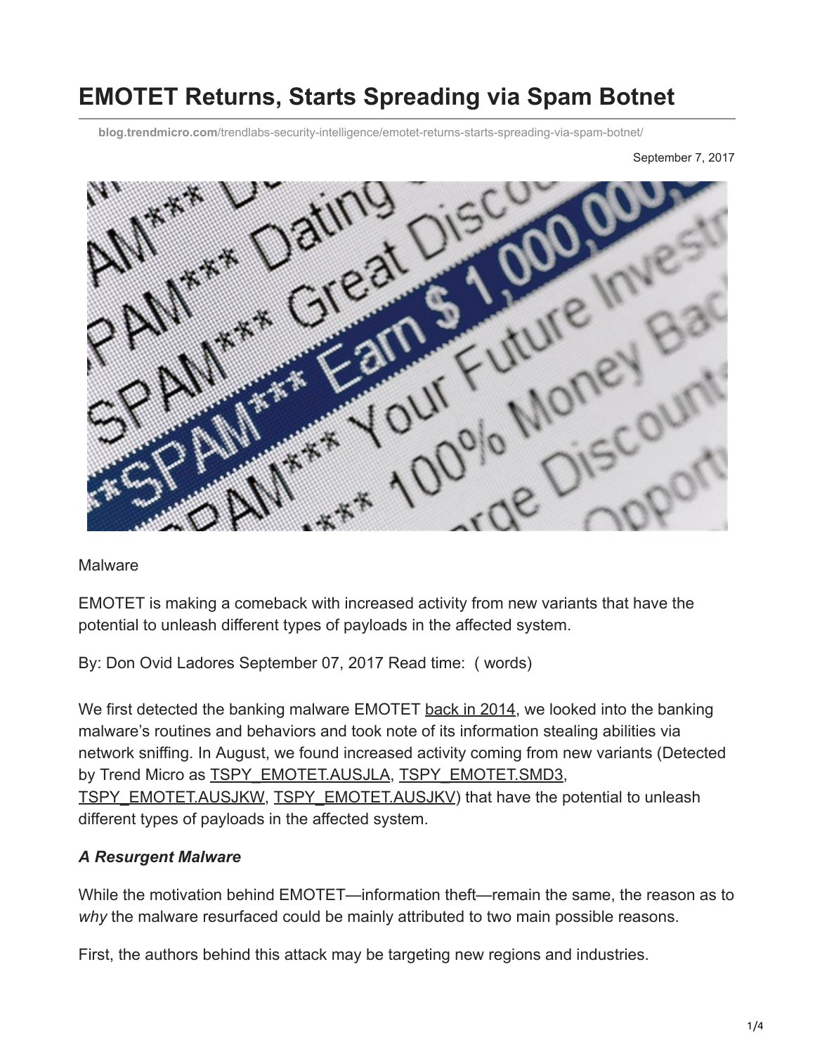# EMOTET Returns, Starts Spreading via Spam Botnet

blog.trendmicro.com/trendlabs-security-intelligence/emotet-returns-starts-spreading-via-spam-botnet/

September 7, 2017

Malware

EMOTET is making a comeback with increased activity from new variants that have the potential to unleash different types of payloads in the affected system.

By: Don Ovid Ladores September 07, 2017 Read time: ( words)

We first detected the banking malware EMOTET back in 2014, we looked into the banking malware's routines and behaviors and took note of its information stealing abilities via network sniffing. In August, we found increased activity coming from new variants (Detected by Trend Micro as TSPY_EMOTET.AUSJLA, TSPY_EMOTET.SMD3, TSPY_EMOTET.AUSJKW, TSPY_EMOTET.AUSJKV) that have the potential to unleash different types of payloads in the affected system.

### *A Resurgent Malware*

While the motivation behind EMOTET—information theft—remain the same, the reason as to *why* the malware resurfaced could be mainly attributed to two main possible reasons.

First, the authors behind this attack may be targeting new regions and industries.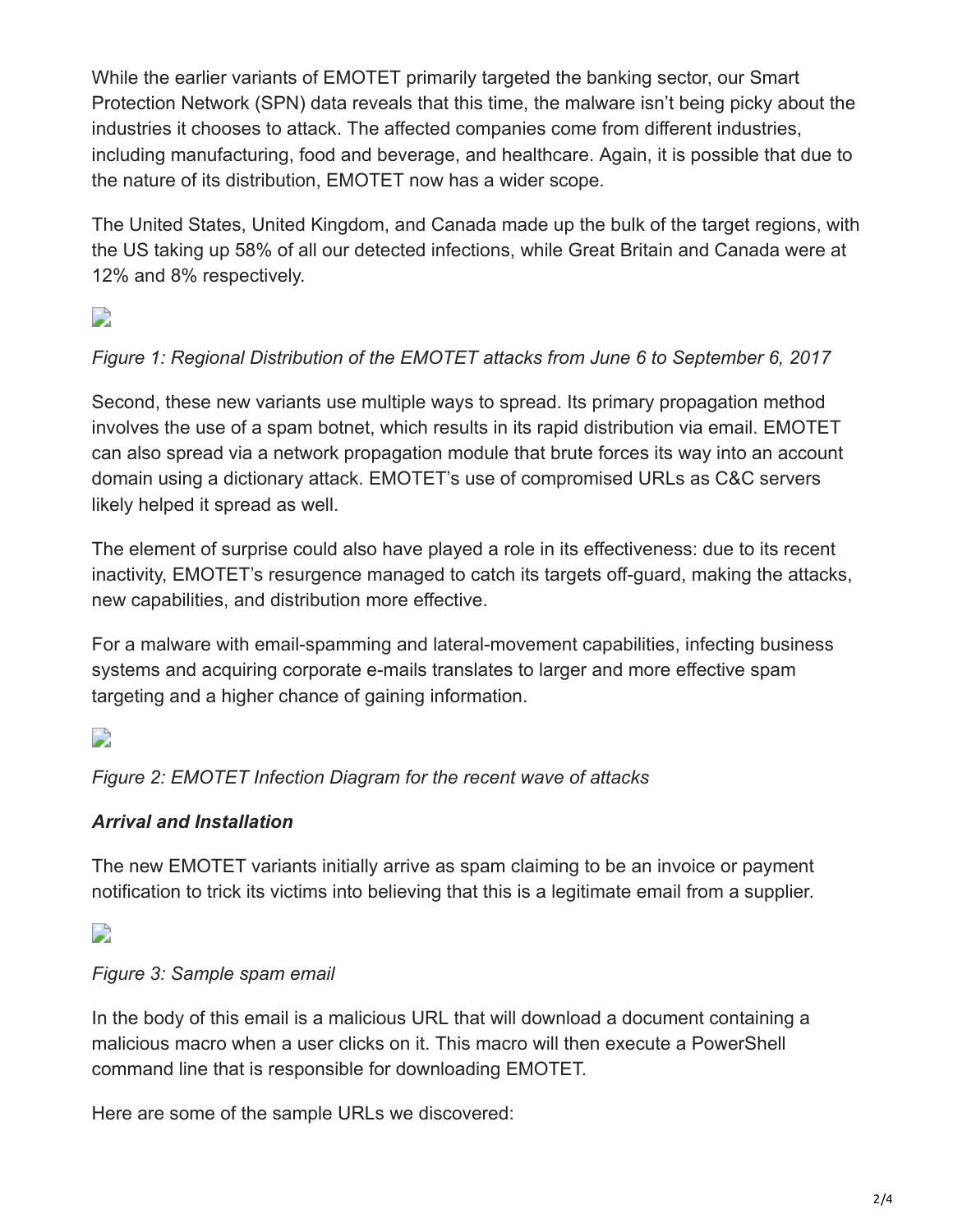While the earlier variants of EMOTET primarily targeted the banking sector, our Smart Protection Network (SPN) data reveals that this time, the malware isn't being picky about the industries it chooses to attack. The affected companies come from different industries, including manufacturing, food and beverage, and healthcare. Again, it is possible that due to the nature of its distribution, EMOTET now has a wider scope.

The United States, United Kingdom, and Canada made up the bulk of the target regions, with the US taking up 58% of all our detected infections, while Great Britain and Canada were at 12% and 8% respectively.

*Figure 1: Regional Distribution of the EMOTET attacks from June 6 to September 6, 2017*

Second, these new variants use multiple ways to spread. Its primary propagation method involves the use of a spam botnet, which results in its rapid distribution via email. EMOTET can also spread via a network propagation module that brute forces its way into an account domain using a dictionary attack. EMOTET's use of compromised URLs as C&C servers likely helped it spread as well.

The element of surprise could also have played a role in its effectiveness: due to its recent inactivity, EMOTET's resurgence managed to catch its targets off-guard, making the attacks, new capabilities, and distribution more effective.

For a malware with email-spamming and lateral-movement capabilities, infecting business systems and acquiring corporate e-mails translates to larger and more effective spam targeting and a higher chance of gaining information.

*Figure 2: EMOTET Infection Diagram for the recent wave of attacks*

***Arrival and Installation***

The new EMOTET variants initially arrive as spam claiming to be an invoice or payment notification to trick its victims into believing that this is a legitimate email from a supplier.

*Figure 3: Sample spam email*

In the body of this email is a malicious URL that will download a document containing a malicious macro when a user clicks on it. This macro will then execute a PowerShell command line that is responsible for downloading EMOTET.

Here are some of the sample URLs we discovered: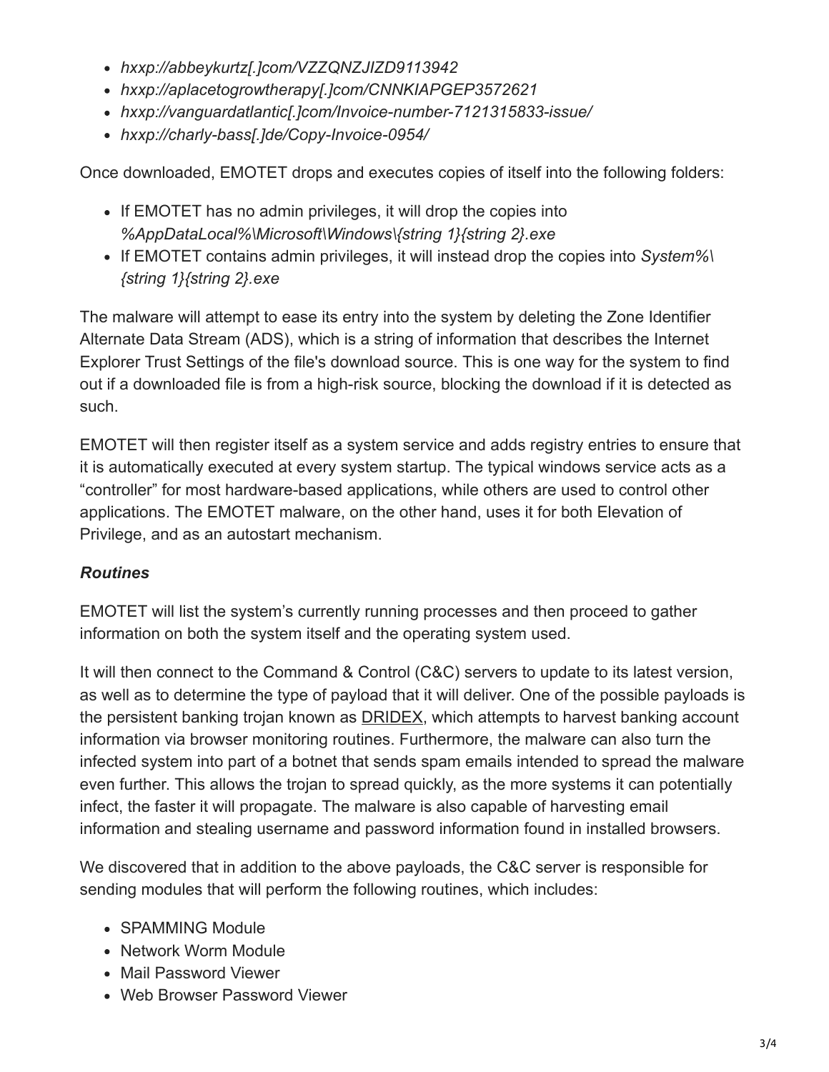- *hxxp://abbeykurtz[.]com/VZZQNZJIZD9113942*
- *hxxp://aplacetogrowtherapy[.]com/CNNKIAPGEP3572621*
- *hxxp://vanguardatlantic[.]com/Invoice-number-7121315833-issue/*
- *hxxp://charly-bass[.]de/Copy-Invoice-0954/*

Once downloaded, EMOTET drops and executes copies of itself into the following folders:

- If EMOTET has no admin privileges, it will drop the copies into *%AppDataLocal%\Microsoft\Windows\{string 1}{string 2}.exe*
- If EMOTET contains admin privileges, it will instead drop the copies into *System%\{string 1}{string 2}.exe*

The malware will attempt to ease its entry into the system by deleting the Zone Identifier Alternate Data Stream (ADS), which is a string of information that describes the Internet Explorer Trust Settings of the file's download source. This is one way for the system to find out if a downloaded file is from a high-risk source, blocking the download if it is detected as such.

EMOTET will then register itself as a system service and adds registry entries to ensure that it is automatically executed at every system startup. The typical windows service acts as a "controller" for most hardware-based applications, while others are used to control other applications. The EMOTET malware, on the other hand, uses it for both Elevation of Privilege, and as an autostart mechanism.

***Routines***

EMOTET will list the system's currently running processes and then proceed to gather information on both the system itself and the operating system used.

It will then connect to the Command & Control (C&C) servers to update to its latest version, as well as to determine the type of payload that it will deliver. One of the possible payloads is the persistent banking trojan known as DRIDEX, which attempts to harvest banking account information via browser monitoring routines. Furthermore, the malware can also turn the infected system into part of a botnet that sends spam emails intended to spread the malware even further. This allows the trojan to spread quickly, as the more systems it can potentially infect, the faster it will propagate. The malware is also capable of harvesting email information and stealing username and password information found in installed browsers.

We discovered that in addition to the above payloads, the C&C server is responsible for sending modules that will perform the following routines, which includes:

- SPAMMING Module
- Network Worm Module
- Mail Password Viewer
- Web Browser Password Viewer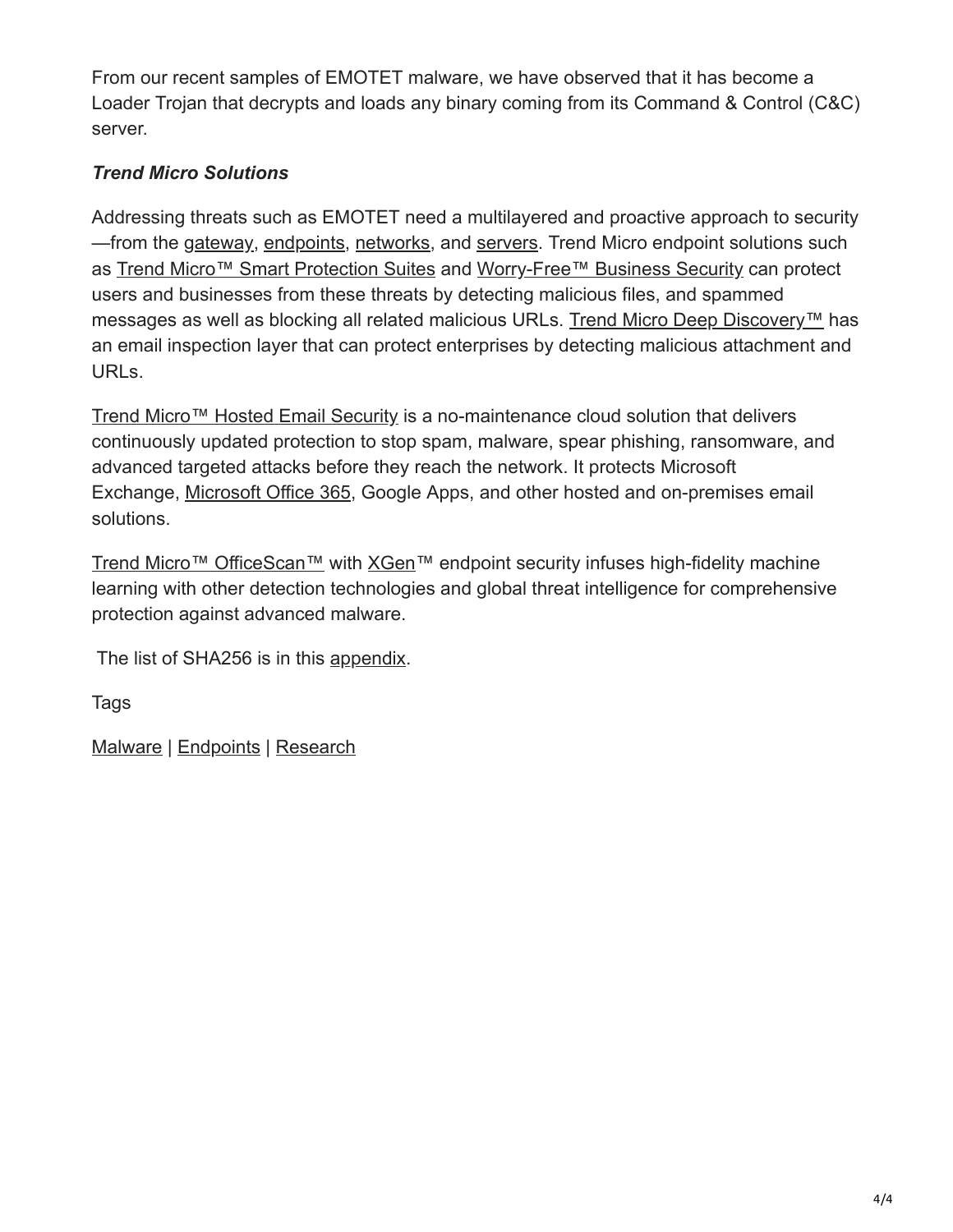From our recent samples of EMOTET malware, we have observed that it has become a Loader Trojan that decrypts and loads any binary coming from its Command & Control (C&C) server.

***Trend Micro Solutions***

Addressing threats such as EMOTET need a multilayered and proactive approach to security —from the gateway, endpoints, networks, and servers. Trend Micro endpoint solutions such as Trend Micro™ Smart Protection Suites and Worry-Free™ Business Security can protect users and businesses from these threats by detecting malicious files, and spammed messages as well as blocking all related malicious URLs. Trend Micro Deep Discovery™ has an email inspection layer that can protect enterprises by detecting malicious attachment and URLs.

Trend Micro™ Hosted Email Security is a no-maintenance cloud solution that delivers continuously updated protection to stop spam, malware, spear phishing, ransomware, and advanced targeted attacks before they reach the network. It protects Microsoft Exchange, Microsoft Office 365, Google Apps, and other hosted and on-premises email solutions.

Trend Micro™ OfficeScan™ with XGen™ endpoint security infuses high-fidelity machine learning with other detection technologies and global threat intelligence for comprehensive protection against advanced malware.

The list of SHA256 is in this appendix.

Tags

Malware | Endpoints | Research